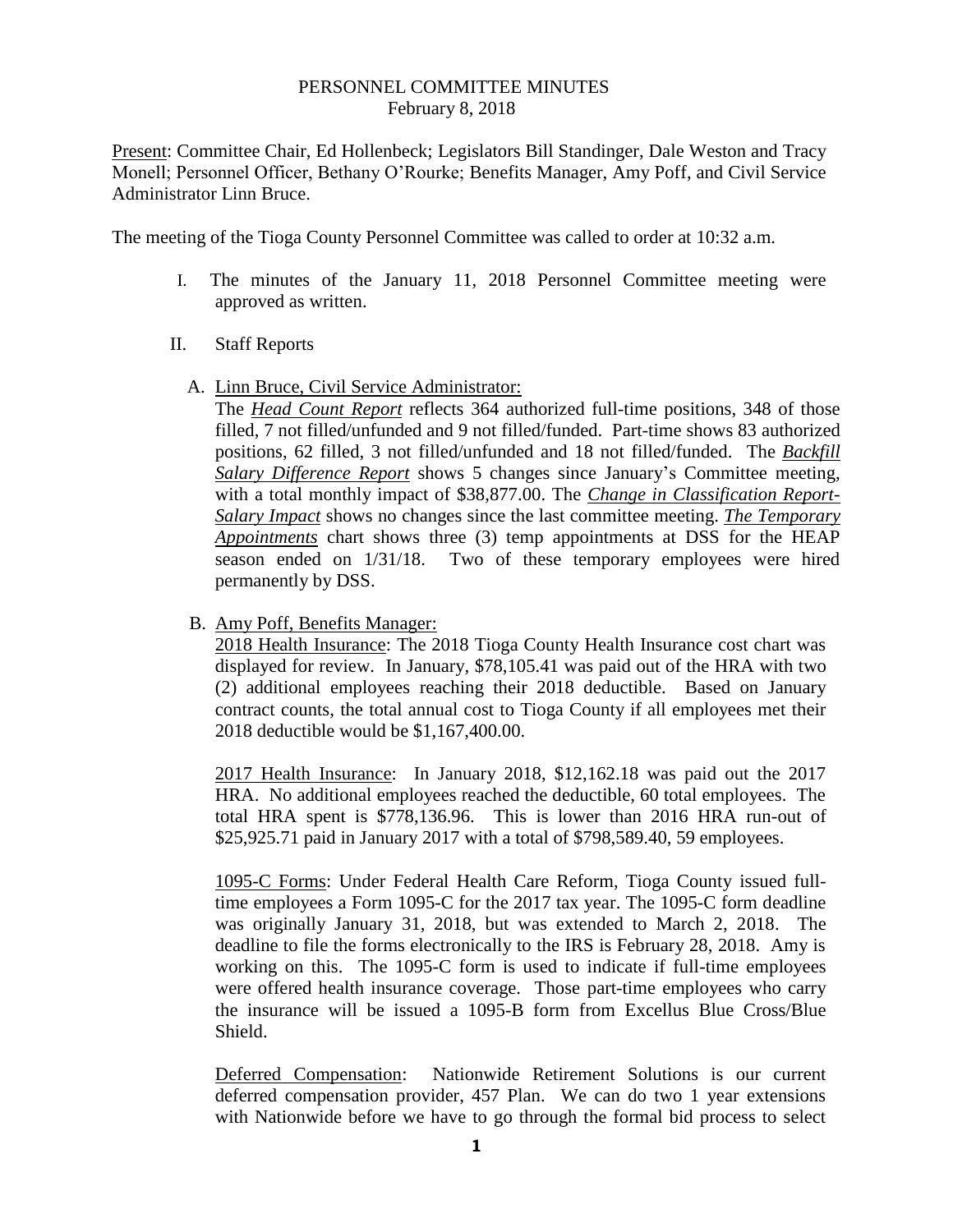# PERSONNEL COMMITTEE MINUTES
February 8, 2018

Present: Committee Chair, Ed Hollenbeck; Legislators Bill Standinger, Dale Weston and Tracy Monell; Personnel Officer, Bethany O'Rourke; Benefits Manager, Amy Poff, and Civil Service Administrator Linn Bruce.

The meeting of the Tioga County Personnel Committee was called to order at 10:32 a.m.

I. The minutes of the January 11, 2018 Personnel Committee meeting were approved as written.

II. Staff Reports

A. Linn Bruce, Civil Service Administrator:

The ***Head Count Report*** reflects 364 authorized full-time positions, 348 of those filled, 7 not filled/unfunded and 9 not filled/funded. Part-time shows 83 authorized positions, 62 filled, 3 not filled/unfunded and 18 not filled/funded. The ***Backfill Salary Difference Report*** shows 5 changes since January's Committee meeting, with a total monthly impact of $38,877.00. The ***Change in Classification Report-Salary Impact*** shows no changes since the last committee meeting. ***The Temporary Appointments*** chart shows three (3) temp appointments at DSS for the HEAP season ended on 1/31/18. Two of these temporary employees were hired permanently by DSS.

B. Amy Poff, Benefits Manager:

2018 Health Insurance: The 2018 Tioga County Health Insurance cost chart was displayed for review. In January, $78,105.41 was paid out of the HRA with two (2) additional employees reaching their 2018 deductible. Based on January contract counts, the total annual cost to Tioga County if all employees met their 2018 deductible would be $1,167,400.00.

2017 Health Insurance: In January 2018, $12,162.18 was paid out the 2017 HRA. No additional employees reached the deductible, 60 total employees. The total HRA spent is $778,136.96. This is lower than 2016 HRA run-out of $25,925.71 paid in January 2017 with a total of $798,589.40, 59 employees.

1095-C Forms: Under Federal Health Care Reform, Tioga County issued full-time employees a Form 1095-C for the 2017 tax year. The 1095-C form deadline was originally January 31, 2018, but was extended to March 2, 2018. The deadline to file the forms electronically to the IRS is February 28, 2018. Amy is working on this. The 1095-C form is used to indicate if full-time employees were offered health insurance coverage. Those part-time employees who carry the insurance will be issued a 1095-B form from Excellus Blue Cross/Blue Shield.

Deferred Compensation: Nationwide Retirement Solutions is our current deferred compensation provider, 457 Plan. We can do two 1 year extensions with Nationwide before we have to go through the formal bid process to select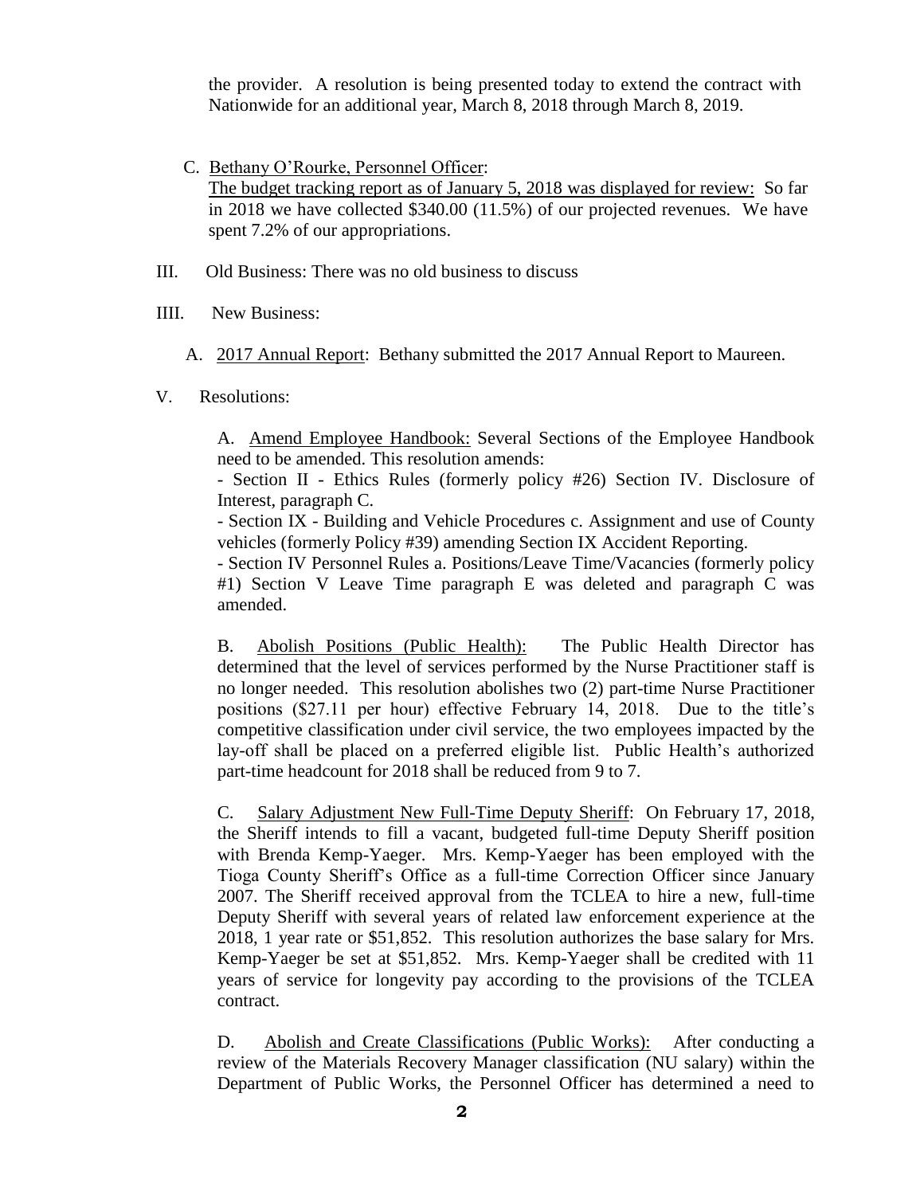the provider. A resolution is being presented today to extend the contract with Nationwide for an additional year, March 8, 2018 through March 8, 2019.

C. Bethany O'Rourke, Personnel Officer:
The budget tracking report as of January 5, 2018 was displayed for review: So far in 2018 we have collected $340.00 (11.5%) of our projected revenues. We have spent 7.2% of our appropriations.

III. Old Business: There was no old business to discuss

IIII. New Business:

A. 2017 Annual Report: Bethany submitted the 2017 Annual Report to Maureen.

V. Resolutions:

A. Amend Employee Handbook: Several Sections of the Employee Handbook need to be amended. This resolution amends:

- Section II - Ethics Rules (formerly policy #26) Section IV. Disclosure of Interest, paragraph C.
- Section IX - Building and Vehicle Procedures c. Assignment and use of County vehicles (formerly Policy #39) amending Section IX Accident Reporting.
- Section IV Personnel Rules a. Positions/Leave Time/Vacancies (formerly policy #1) Section V Leave Time paragraph E was deleted and paragraph C was amended.

B. Abolish Positions (Public Health): The Public Health Director has determined that the level of services performed by the Nurse Practitioner staff is no longer needed. This resolution abolishes two (2) part-time Nurse Practitioner positions ($27.11 per hour) effective February 14, 2018. Due to the title's competitive classification under civil service, the two employees impacted by the lay-off shall be placed on a preferred eligible list. Public Health's authorized part-time headcount for 2018 shall be reduced from 9 to 7.

C. Salary Adjustment New Full-Time Deputy Sheriff: On February 17, 2018, the Sheriff intends to fill a vacant, budgeted full-time Deputy Sheriff position with Brenda Kemp-Yaeger. Mrs. Kemp-Yaeger has been employed with the Tioga County Sheriff's Office as a full-time Correction Officer since January 2007. The Sheriff received approval from the TCLEA to hire a new, full-time Deputy Sheriff with several years of related law enforcement experience at the 2018, 1 year rate or $51,852. This resolution authorizes the base salary for Mrs. Kemp-Yaeger be set at $51,852. Mrs. Kemp-Yaeger shall be credited with 11 years of service for longevity pay according to the provisions of the TCLEA contract.

D. Abolish and Create Classifications (Public Works): After conducting a review of the Materials Recovery Manager classification (NU salary) within the Department of Public Works, the Personnel Officer has determined a need to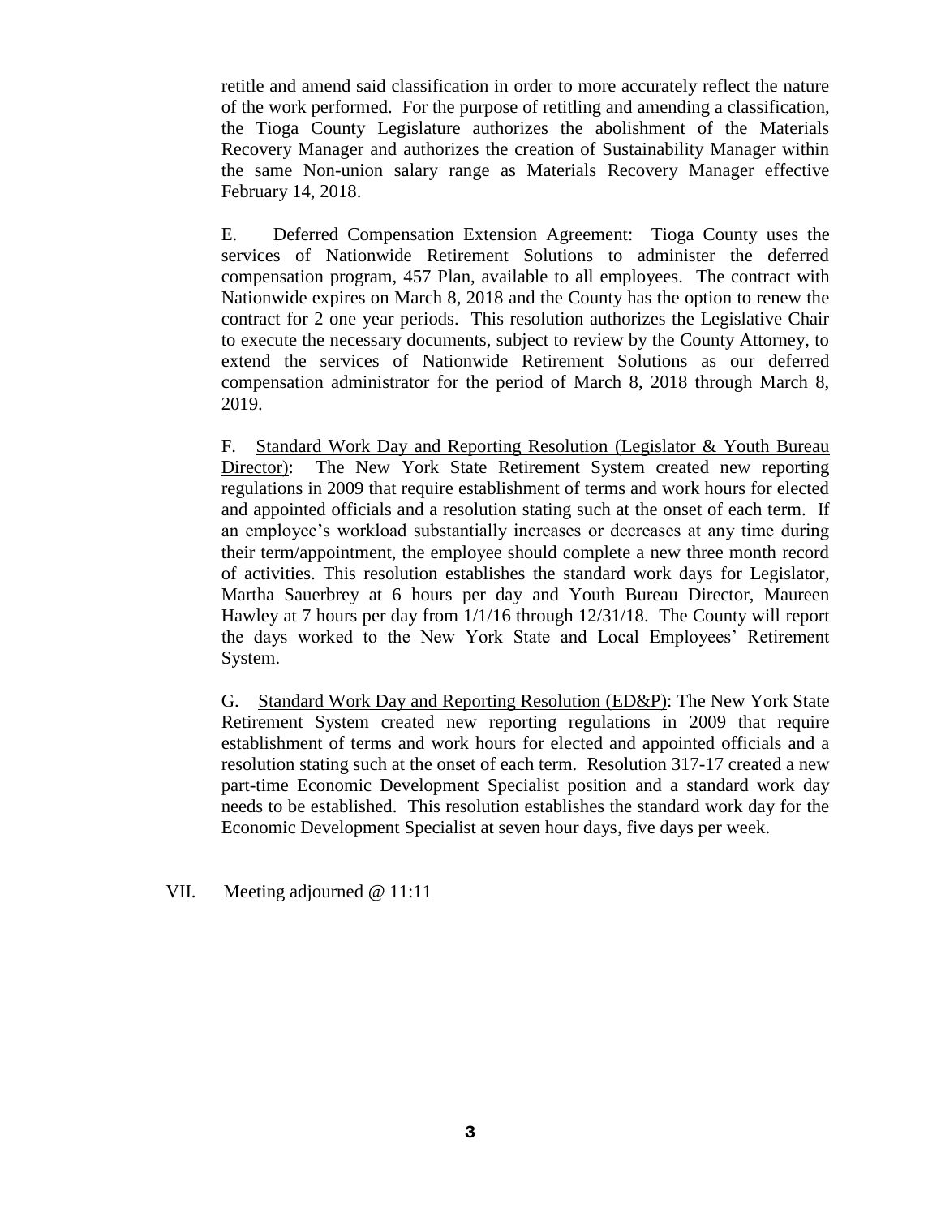retitle and amend said classification in order to more accurately reflect the nature of the work performed. For the purpose of retitling and amending a classification, the Tioga County Legislature authorizes the abolishment of the Materials Recovery Manager and authorizes the creation of Sustainability Manager within the same Non-union salary range as Materials Recovery Manager effective February 14, 2018.

E. Deferred Compensation Extension Agreement: Tioga County uses the services of Nationwide Retirement Solutions to administer the deferred compensation program, 457 Plan, available to all employees. The contract with Nationwide expires on March 8, 2018 and the County has the option to renew the contract for 2 one year periods. This resolution authorizes the Legislative Chair to execute the necessary documents, subject to review by the County Attorney, to extend the services of Nationwide Retirement Solutions as our deferred compensation administrator for the period of March 8, 2018 through March 8, 2019.

F. Standard Work Day and Reporting Resolution (Legislator & Youth Bureau Director): The New York State Retirement System created new reporting regulations in 2009 that require establishment of terms and work hours for elected and appointed officials and a resolution stating such at the onset of each term. If an employee's workload substantially increases or decreases at any time during their term/appointment, the employee should complete a new three month record of activities. This resolution establishes the standard work days for Legislator, Martha Sauerbrey at 6 hours per day and Youth Bureau Director, Maureen Hawley at 7 hours per day from 1/1/16 through 12/31/18. The County will report the days worked to the New York State and Local Employees' Retirement System.

G. Standard Work Day and Reporting Resolution (ED&P): The New York State Retirement System created new reporting regulations in 2009 that require establishment of terms and work hours for elected and appointed officials and a resolution stating such at the onset of each term. Resolution 317-17 created a new part-time Economic Development Specialist position and a standard work day needs to be established. This resolution establishes the standard work day for the Economic Development Specialist at seven hour days, five days per week.

VII. Meeting adjourned @ 11:11